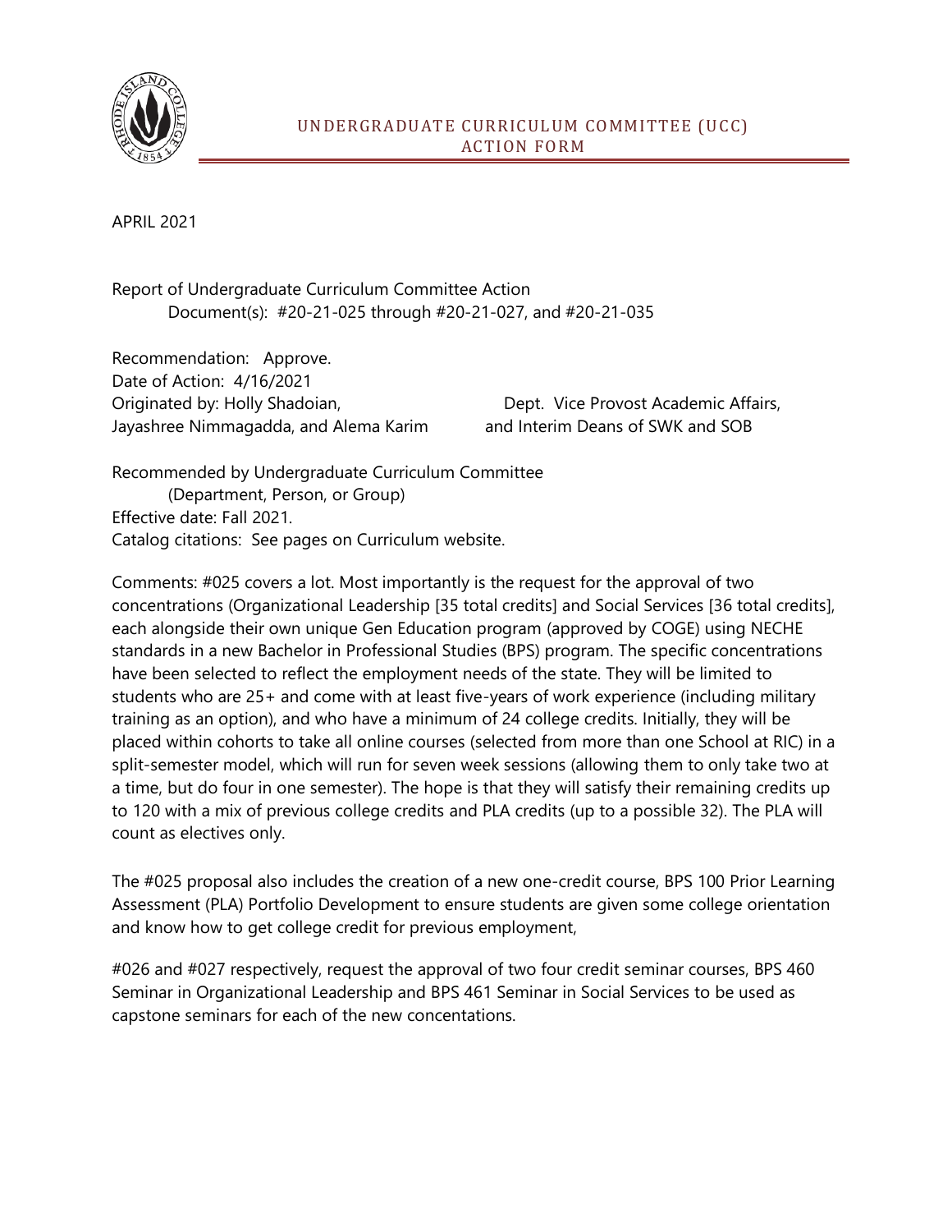# UNDERGRADUATE CURRICULUM COMMITTEE (UCC) ACTION FORM

APRIL 2021

Report of Undergraduate Curriculum Committee Action
Document(s): #20-21-025 through #20-21-027, and #20-21-035

Recommendation: Approve.
Date of Action: 4/16/2021
Originated by: Holly Shadoian, Jayashree Nimmagadda, and Alema Karim
Dept. Vice Provost Academic Affairs, and Interim Deans of SWK and SOB

Recommended by Undergraduate Curriculum Committee
(Department, Person, or Group)
Effective date: Fall 2021.
Catalog citations: See pages on Curriculum website.

Comments: #025 covers a lot. Most importantly is the request for the approval of two concentrations (Organizational Leadership [35 total credits] and Social Services [36 total credits], each alongside their own unique Gen Education program (approved by COGE) using NECHE standards in a new Bachelor in Professional Studies (BPS) program. The specific concentrations have been selected to reflect the employment needs of the state. They will be limited to students who are 25+ and come with at least five-years of work experience (including military training as an option), and who have a minimum of 24 college credits. Initially, they will be placed within cohorts to take all online courses (selected from more than one School at RIC) in a split-semester model, which will run for seven week sessions (allowing them to only take two at a time, but do four in one semester). The hope is that they will satisfy their remaining credits up to 120 with a mix of previous college credits and PLA credits (up to a possible 32). The PLA will count as electives only.

The #025 proposal also includes the creation of a new one-credit course, BPS 100 Prior Learning Assessment (PLA) Portfolio Development to ensure students are given some college orientation and know how to get college credit for previous employment,

#026 and #027 respectively, request the approval of two four credit seminar courses, BPS 460 Seminar in Organizational Leadership and BPS 461 Seminar in Social Services to be used as capstone seminars for each of the new concentations.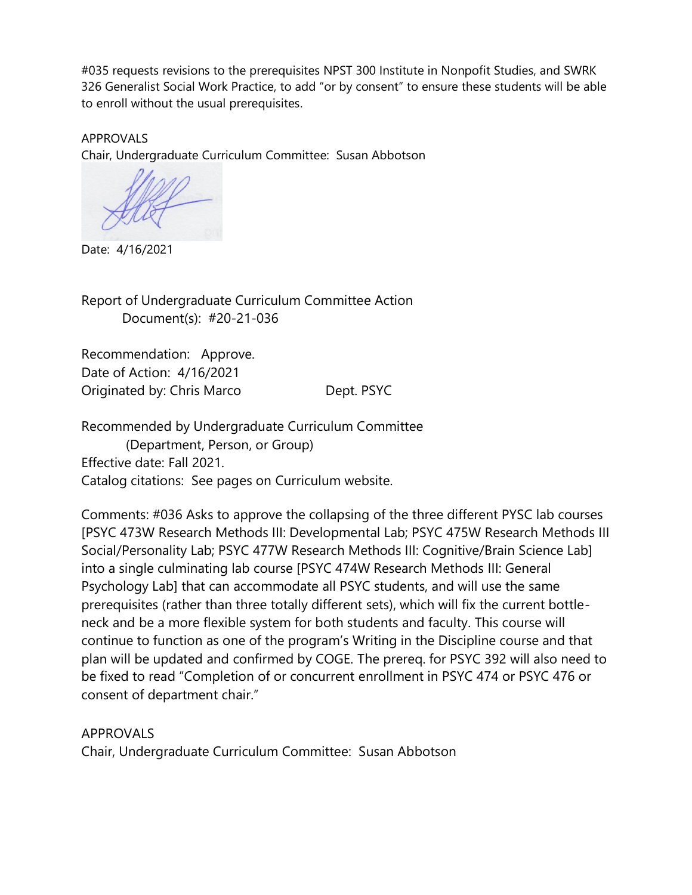#035 requests revisions to the prerequisites NPST 300 Institute in Nonpofit Studies, and SWRK 326 Generalist Social Work Practice, to add "or by consent" to ensure these students will be able to enroll without the usual prerequisites.

APPROVALS
Chair, Undergraduate Curriculum Committee: Susan Abbotson

Date: 4/16/2021

Report of Undergraduate Curriculum Committee Action
Document(s): #20-21-036

Recommendation: Approve.
Date of Action: 4/16/2021
Originated by: Chris Marco Dept. PSYC

Recommended by Undergraduate Curriculum Committee
(Department, Person, or Group)
Effective date: Fall 2021.
Catalog citations: See pages on Curriculum website.

Comments: #036 Asks to approve the collapsing of the three different PYSC lab courses [PSYC 473W Research Methods III: Developmental Lab; PSYC 475W Research Methods III Social/Personality Lab; PSYC 477W Research Methods III: Cognitive/Brain Science Lab] into a single culminating lab course [PSYC 474W Research Methods III: General Psychology Lab] that can accommodate all PSYC students, and will use the same prerequisites (rather than three totally different sets), which will fix the current bottle-neck and be a more flexible system for both students and faculty. This course will continue to function as one of the program's Writing in the Discipline course and that plan will be updated and confirmed by COGE. The prereq. for PSYC 392 will also need to be fixed to read "Completion of or concurrent enrollment in PSYC 474 or PSYC 476 or consent of department chair."

APPROVALS
Chair, Undergraduate Curriculum Committee: Susan Abbotson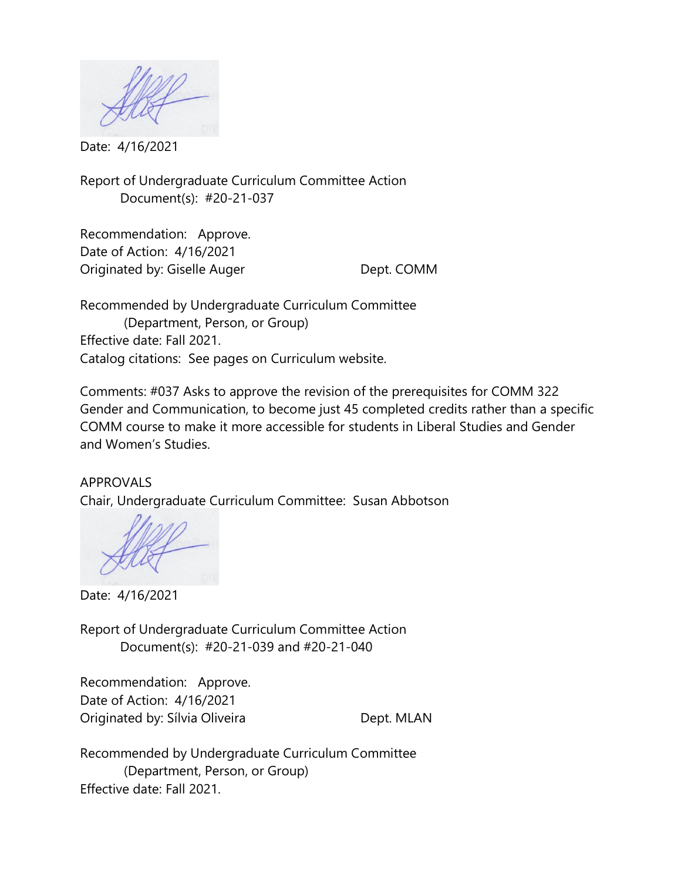Date: 4/16/2021

Report of Undergraduate Curriculum Committee Action
Document(s): #20-21-037

Recommendation: Approve.
Date of Action: 4/16/2021
Originated by: Giselle Auger Dept. COMM

Recommended by Undergraduate Curriculum Committee
(Department, Person, or Group)
Effective date: Fall 2021.
Catalog citations: See pages on Curriculum website.

Comments: #037 Asks to approve the revision of the prerequisites for COMM 322 Gender and Communication, to become just 45 completed credits rather than a specific COMM course to make it more accessible for students in Liberal Studies and Gender and Women's Studies.

APPROVALS
Chair, Undergraduate Curriculum Committee: Susan Abbotson

Date: 4/16/2021

Report of Undergraduate Curriculum Committee Action
Document(s): #20-21-039 and #20-21-040

Recommendation: Approve.
Date of Action: 4/16/2021
Originated by: Sílvia Oliveira Dept. MLAN

Recommended by Undergraduate Curriculum Committee
(Department, Person, or Group)
Effective date: Fall 2021.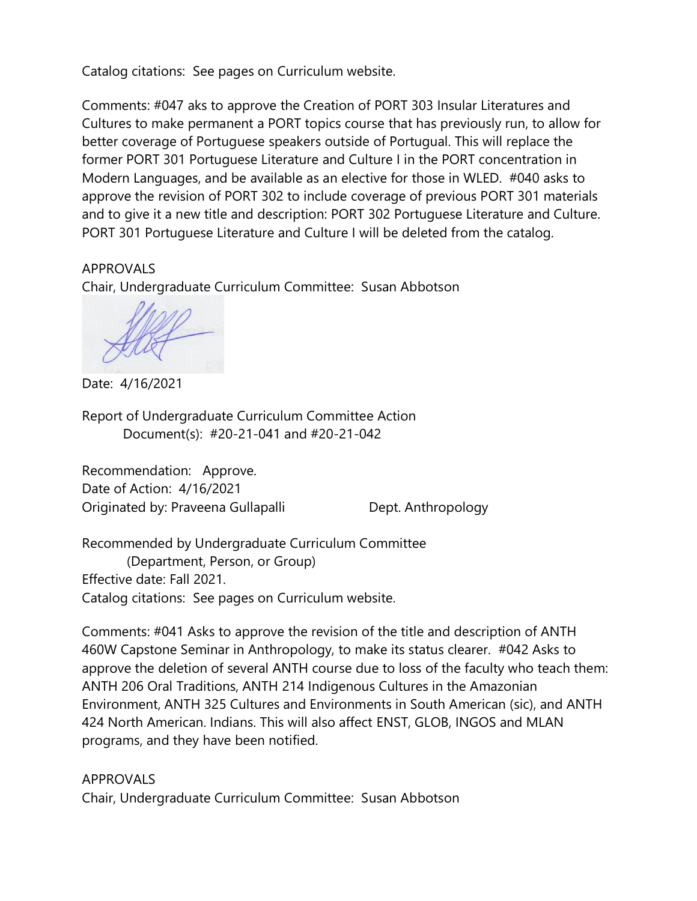Catalog citations: See pages on Curriculum website.

Comments: #047 aks to approve the Creation of PORT 303 Insular Literatures and Cultures to make permanent a PORT topics course that has previously run, to allow for better coverage of Portuguese speakers outside of Portugual. This will replace the former PORT 301 Portuguese Literature and Culture I in the PORT concentration in Modern Languages, and be available as an elective for those in WLED. #040 asks to approve the revision of PORT 302 to include coverage of previous PORT 301 materials and to give it a new title and description: PORT 302 Portuguese Literature and Culture. PORT 301 Portuguese Literature and Culture I will be deleted from the catalog.

APPROVALS

Chair, Undergraduate Curriculum Committee: Susan Abbotson

Date: 4/16/2021

Report of Undergraduate Curriculum Committee Action

Document(s): #20-21-041 and #20-21-042

Recommendation: Approve.

Date of Action: 4/16/2021

Originated by: Praveena Gullapalli Dept. Anthropology

Recommended by Undergraduate Curriculum Committee

(Department, Person, or Group)

Effective date: Fall 2021.

Catalog citations: See pages on Curriculum website.

Comments: #041 Asks to approve the revision of the title and description of ANTH 460W Capstone Seminar in Anthropology, to make its status clearer. #042 Asks to approve the deletion of several ANTH course due to loss of the faculty who teach them: ANTH 206 Oral Traditions, ANTH 214 Indigenous Cultures in the Amazonian Environment, ANTH 325 Cultures and Environments in South American (sic), and ANTH 424 North American. Indians. This will also affect ENST, GLOB, INGOS and MLAN programs, and they have been notified.

APPROVALS

Chair, Undergraduate Curriculum Committee: Susan Abbotson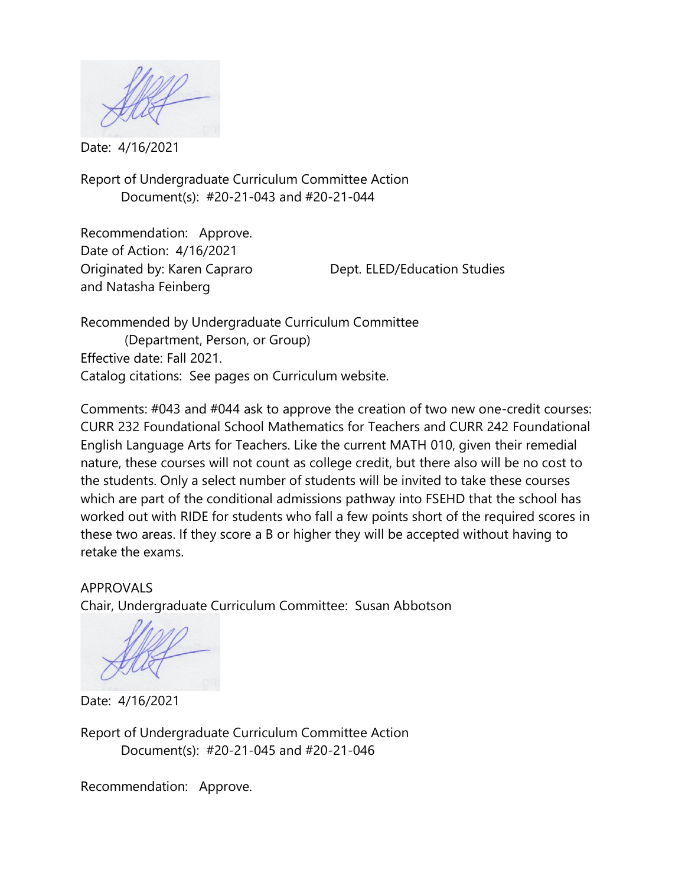Date: 4/16/2021

Report of Undergraduate Curriculum Committee Action
Document(s): #20-21-043 and #20-21-044

Recommendation: Approve.
Date of Action: 4/16/2021
Originated by: Karen Capraro and Natasha Feinberg    Dept. ELED/Education Studies

Recommended by Undergraduate Curriculum Committee
(Department, Person, or Group)
Effective date: Fall 2021.
Catalog citations: See pages on Curriculum website.

Comments: #043 and #044 ask to approve the creation of two new one-credit courses: CURR 232 Foundational School Mathematics for Teachers and CURR 242 Foundational English Language Arts for Teachers. Like the current MATH 010, given their remedial nature, these courses will not count as college credit, but there also will be no cost to the students. Only a select number of students will be invited to take these courses which are part of the conditional admissions pathway into FSEHD that the school has worked out with RIDE for students who fall a few points short of the required scores in these two areas. If they score a B or higher they will be accepted without having to retake the exams.

APPROVALS
Chair, Undergraduate Curriculum Committee: Susan Abbotson

Date: 4/16/2021

Report of Undergraduate Curriculum Committee Action
Document(s): #20-21-045 and #20-21-046

Recommendation: Approve.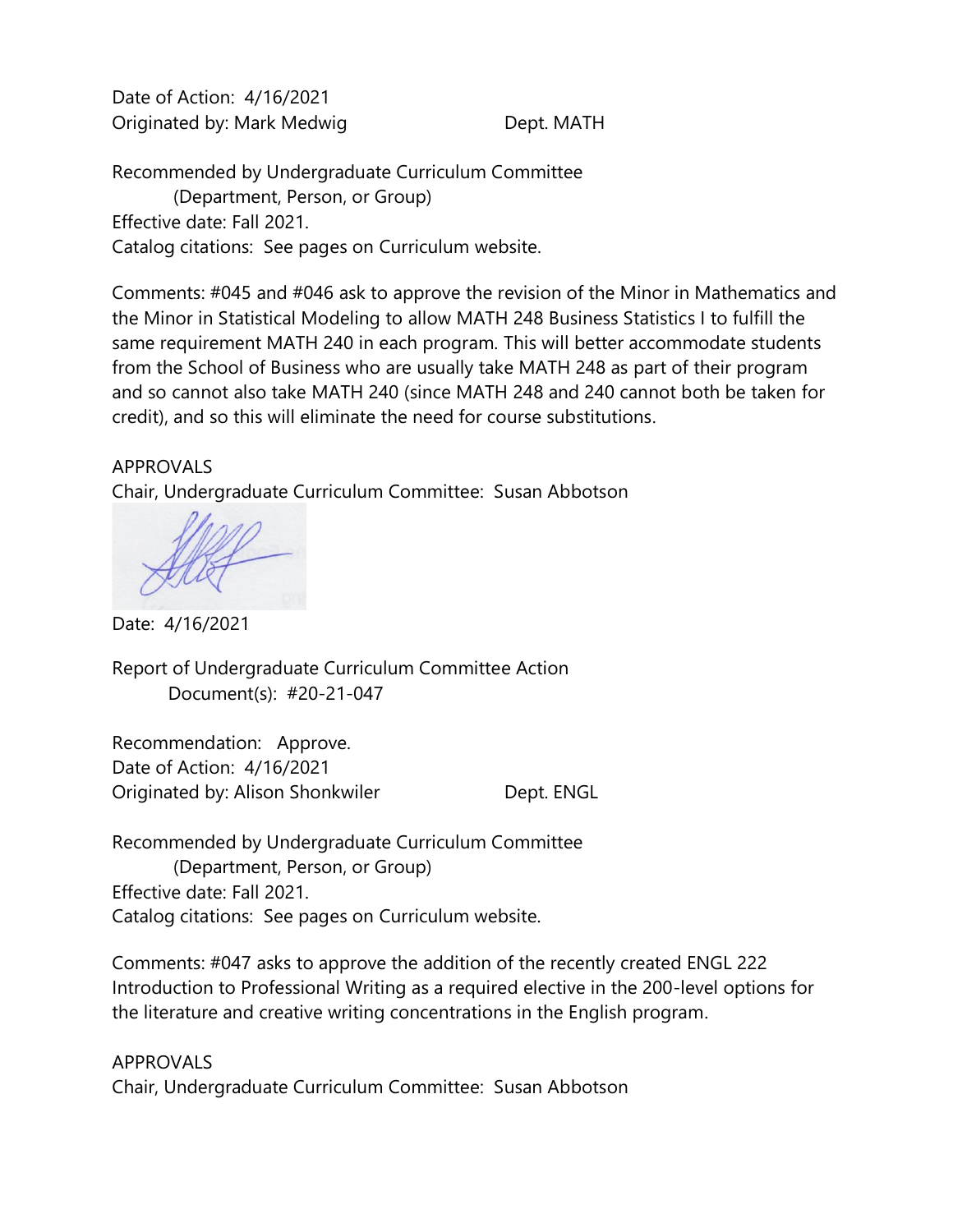Date of Action: 4/16/2021
Originated by: Mark Medwig Dept. MATH

Recommended by Undergraduate Curriculum Committee
(Department, Person, or Group)
Effective date: Fall 2021.
Catalog citations: See pages on Curriculum website.

Comments: #045 and #046 ask to approve the revision of the Minor in Mathematics and the Minor in Statistical Modeling to allow MATH 248 Business Statistics I to fulfill the same requirement MATH 240 in each program. This will better accommodate students from the School of Business who are usually take MATH 248 as part of their program and so cannot also take MATH 240 (since MATH 248 and 240 cannot both be taken for credit), and so this will eliminate the need for course substitutions.

APPROVALS
Chair, Undergraduate Curriculum Committee: Susan Abbotson

Date: 4/16/2021

Report of Undergraduate Curriculum Committee Action
Document(s): #20-21-047

Recommendation: Approve.
Date of Action: 4/16/2021
Originated by: Alison Shonkwiler Dept. ENGL

Recommended by Undergraduate Curriculum Committee
(Department, Person, or Group)
Effective date: Fall 2021.
Catalog citations: See pages on Curriculum website.

Comments: #047 asks to approve the addition of the recently created ENGL 222 Introduction to Professional Writing as a required elective in the 200-level options for the literature and creative writing concentrations in the English program.

APPROVALS
Chair, Undergraduate Curriculum Committee: Susan Abbotson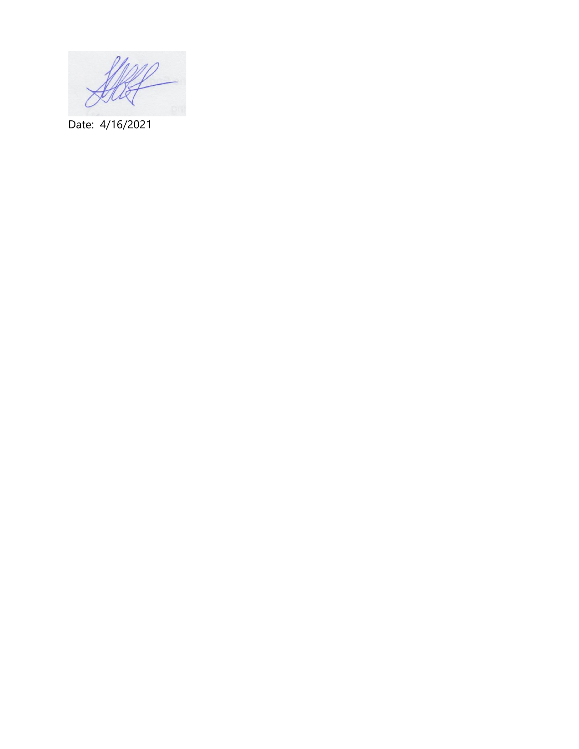Date: 4/16/2021